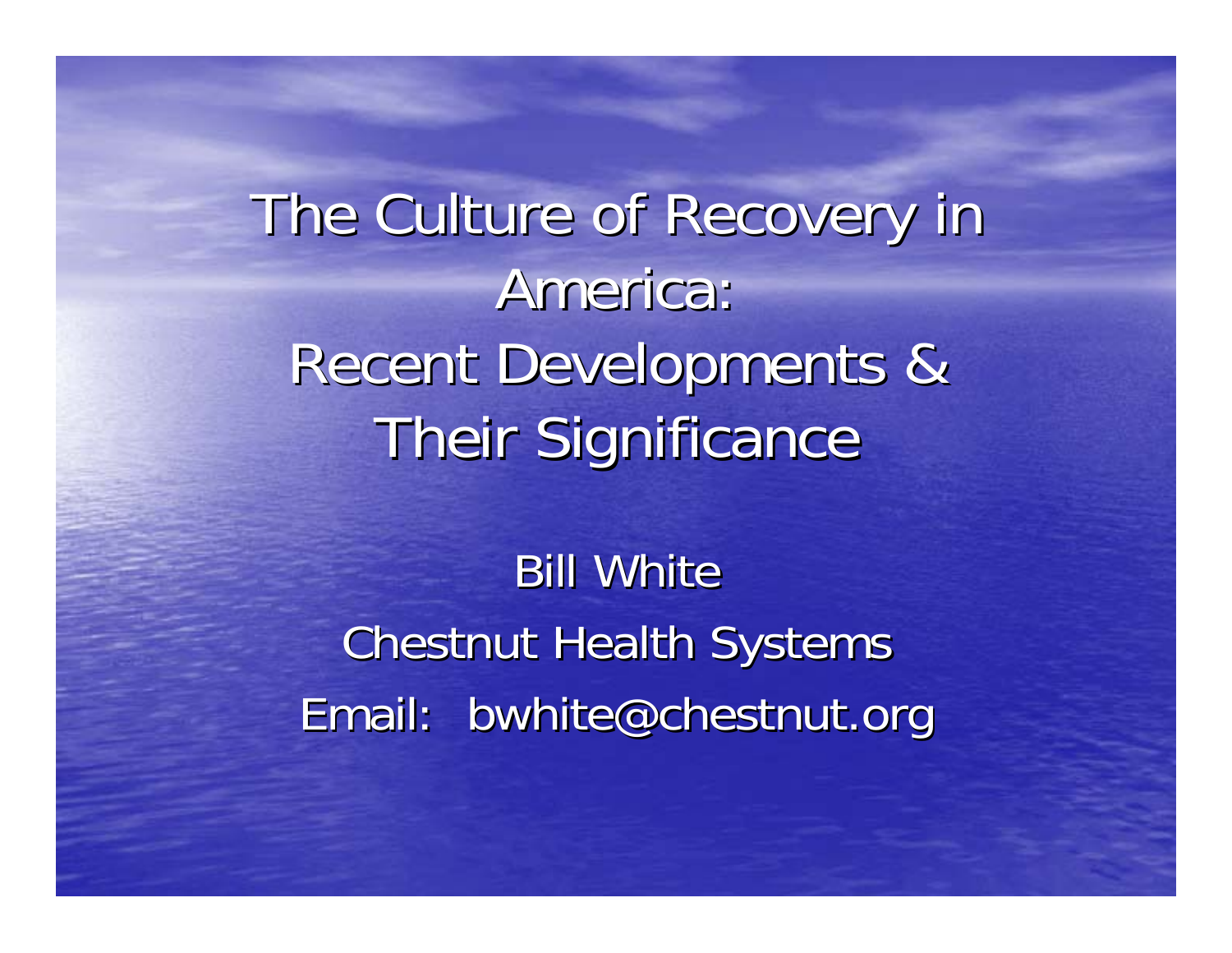# The Culture of Recovery in America: Recent Developments & Their Significance

Bill White

Chestnut Health Systems

Email: bwhite@chestnut.org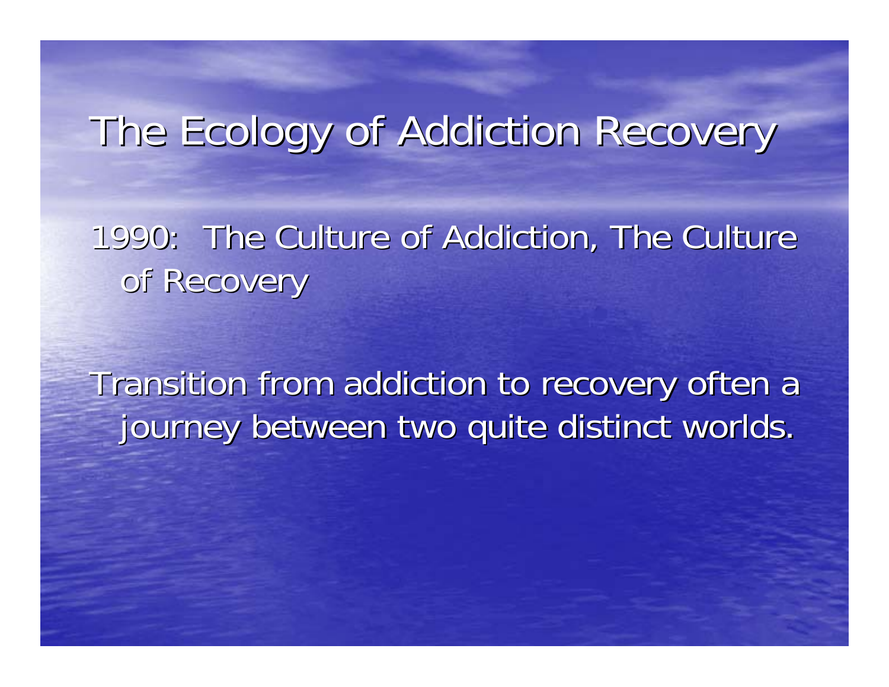# The Ecology of Addiction Recovery

1990: The Culture of Addiction, The Culture of Recovery

Transition from addiction to recovery often a journey between two quite distinct worlds.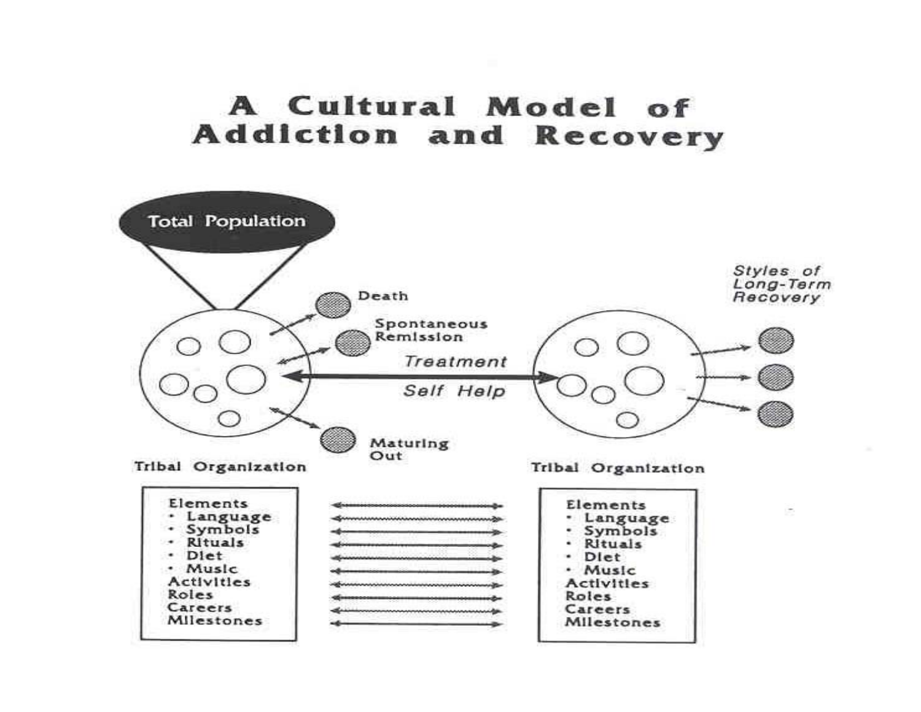# A Cultural Model of Addiction and Recovery

Total Population

Death

Spontaneous Remission

*Treatment*

*Self Help*

Maturing Out

*Styles of Long-Term Recovery*

Tribal Organization

Tribal Organization

| Elements |
|---|
| • Language |
| • Symbols |
| • Rituals |
| • Diet |
| • Music |
| Activities |
| Roles |
| Careers |
| Milestones |

| Elements |
|---|
| • Language |
| • Symbols |
| • Rituals |
| • Diet |
| • Music |
| Activities |
| Roles |
| Careers |
| Milestones |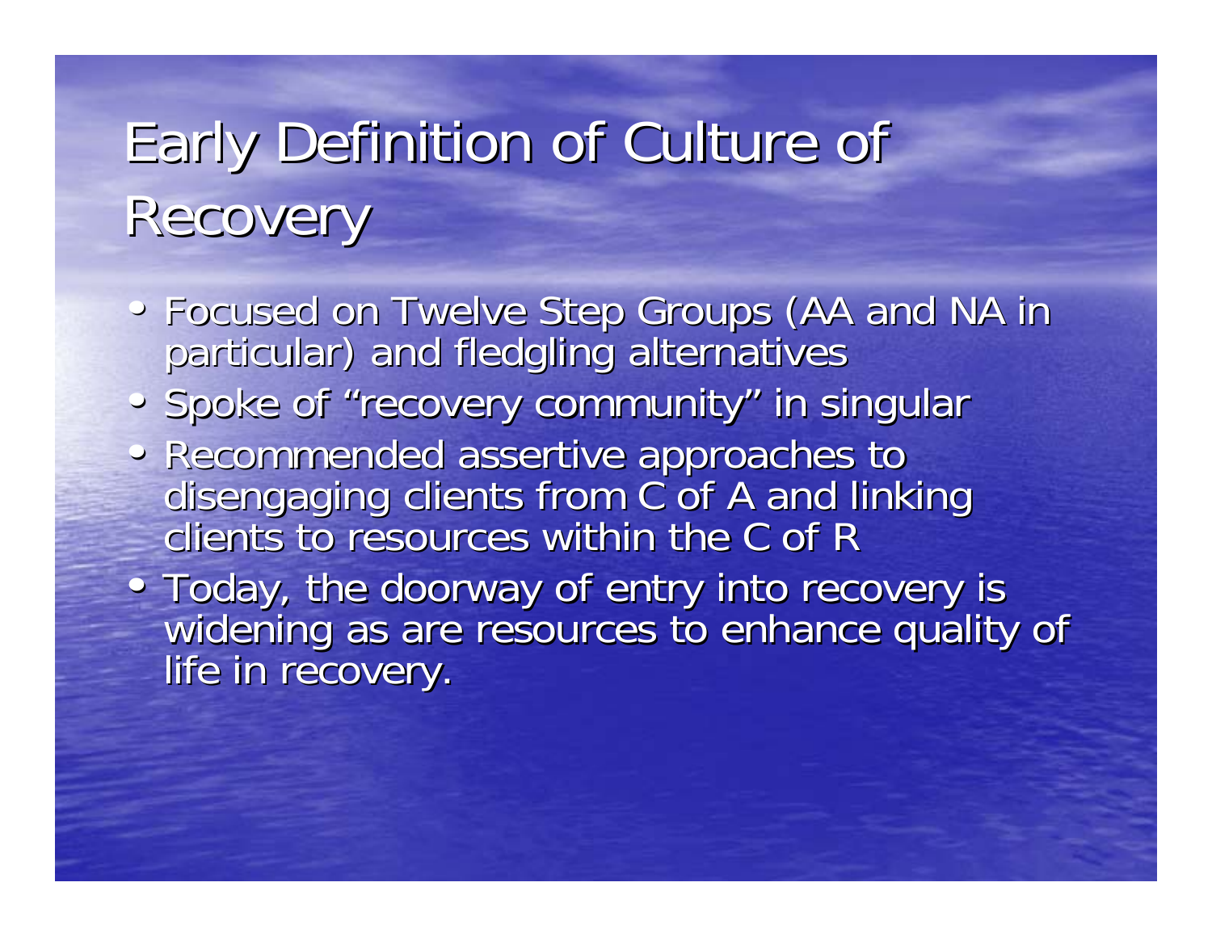# Early Definition of Culture of Recovery

- Focused on Twelve Step Groups (AA and NA in particular) and fledgling alternatives
- Spoke of "recovery community" in singular
- Recommended assertive approaches to disengaging clients from C of A and linking clients to resources within the C of R
- Today, the doorway of entry into recovery is widening as are resources to enhance quality of life in recovery.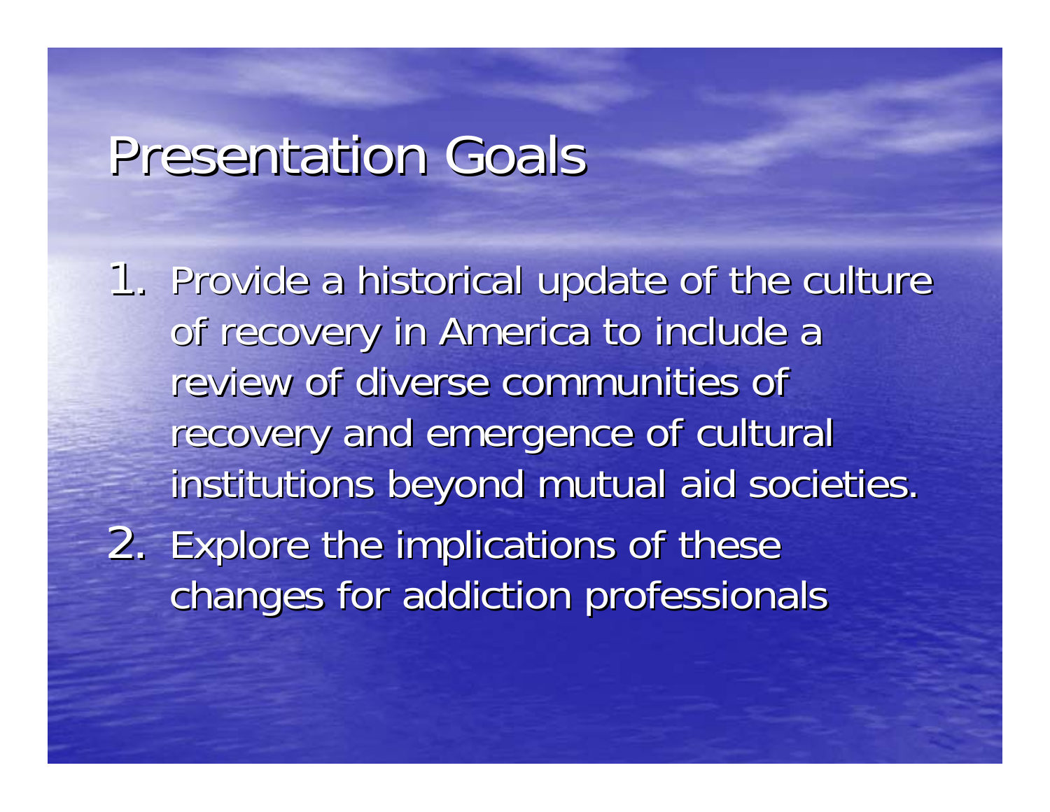# Presentation Goals

1. Provide a historical update of the culture of recovery in America to include a review of diverse communities of recovery and emergence of cultural institutions beyond mutual aid societies.
2. Explore the implications of these changes for addiction professionals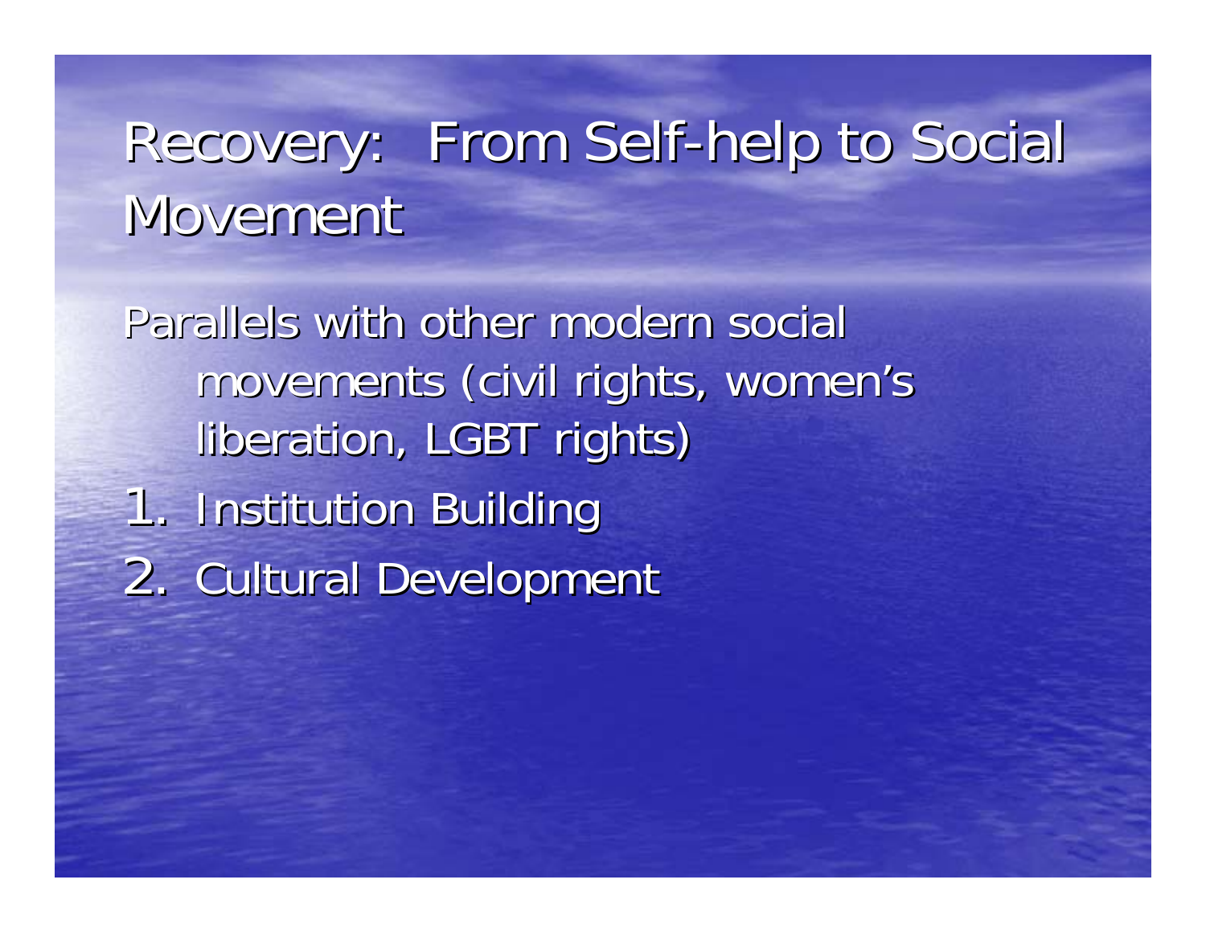# Recovery: From Self-help to Social Movement

Parallels with other modern social movements (civil rights, women's liberation, LGBT rights)

1. Institution Building
2. Cultural Development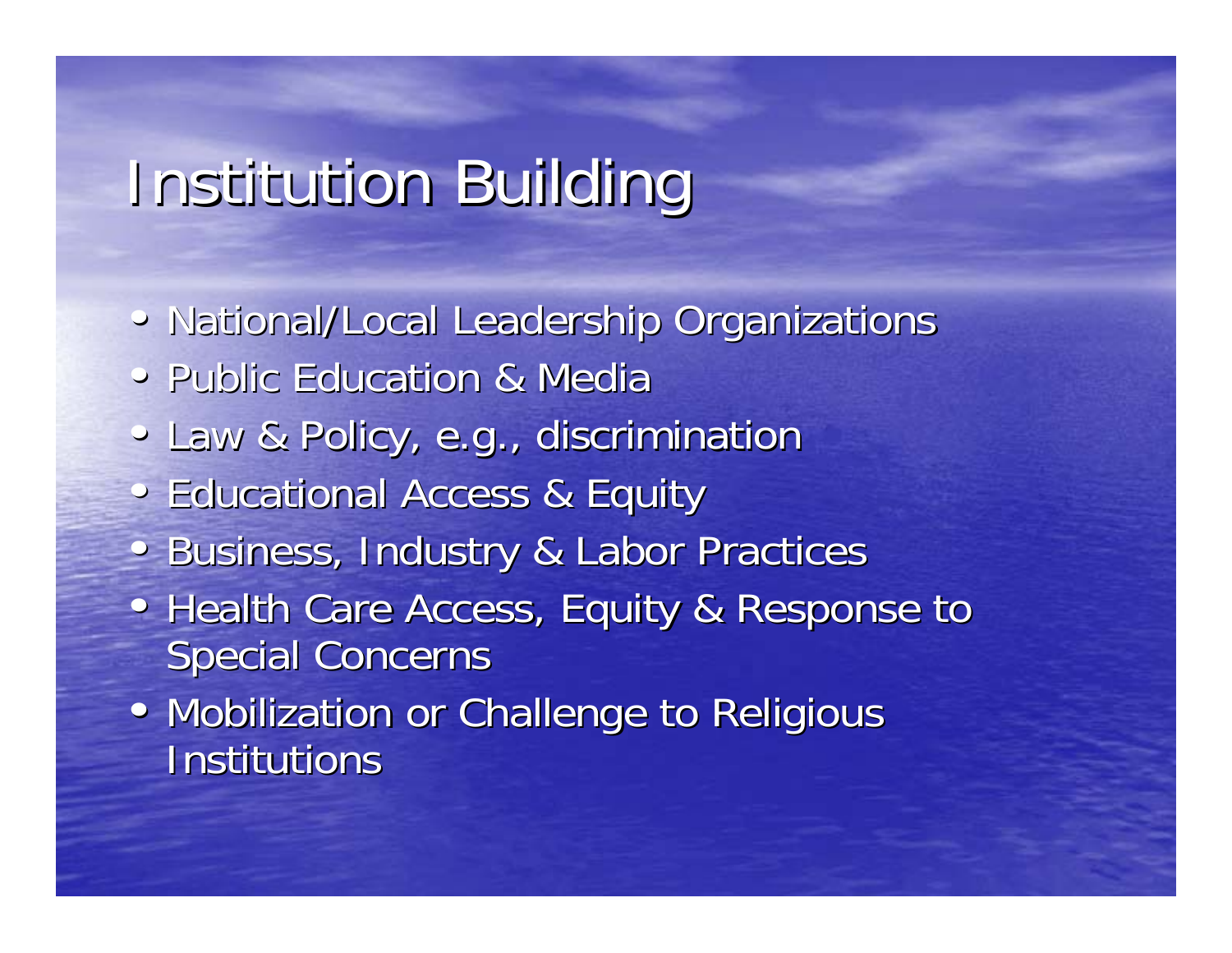# Institution Building

- National/Local Leadership Organizations
- Public Education & Media
- Law & Policy, e.g., discrimination
- Educational Access & Equity
- Business, Industry & Labor Practices
- Health Care Access, Equity & Response to Special Concerns
- Mobilization or Challenge to Religious Institutions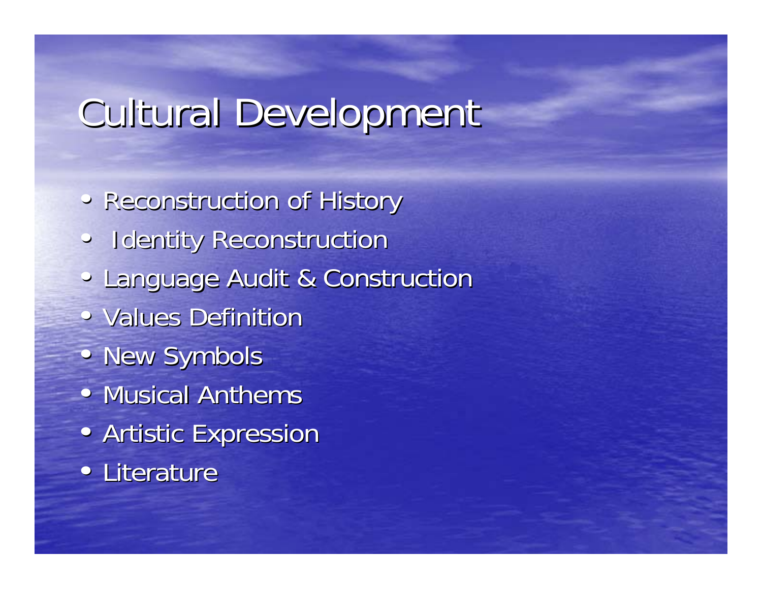# Cultural Development

- Reconstruction of History
- Identity Reconstruction
- Language Audit & Construction
- Values Definition
- New Symbols
- Musical Anthems
- Artistic Expression
- Literature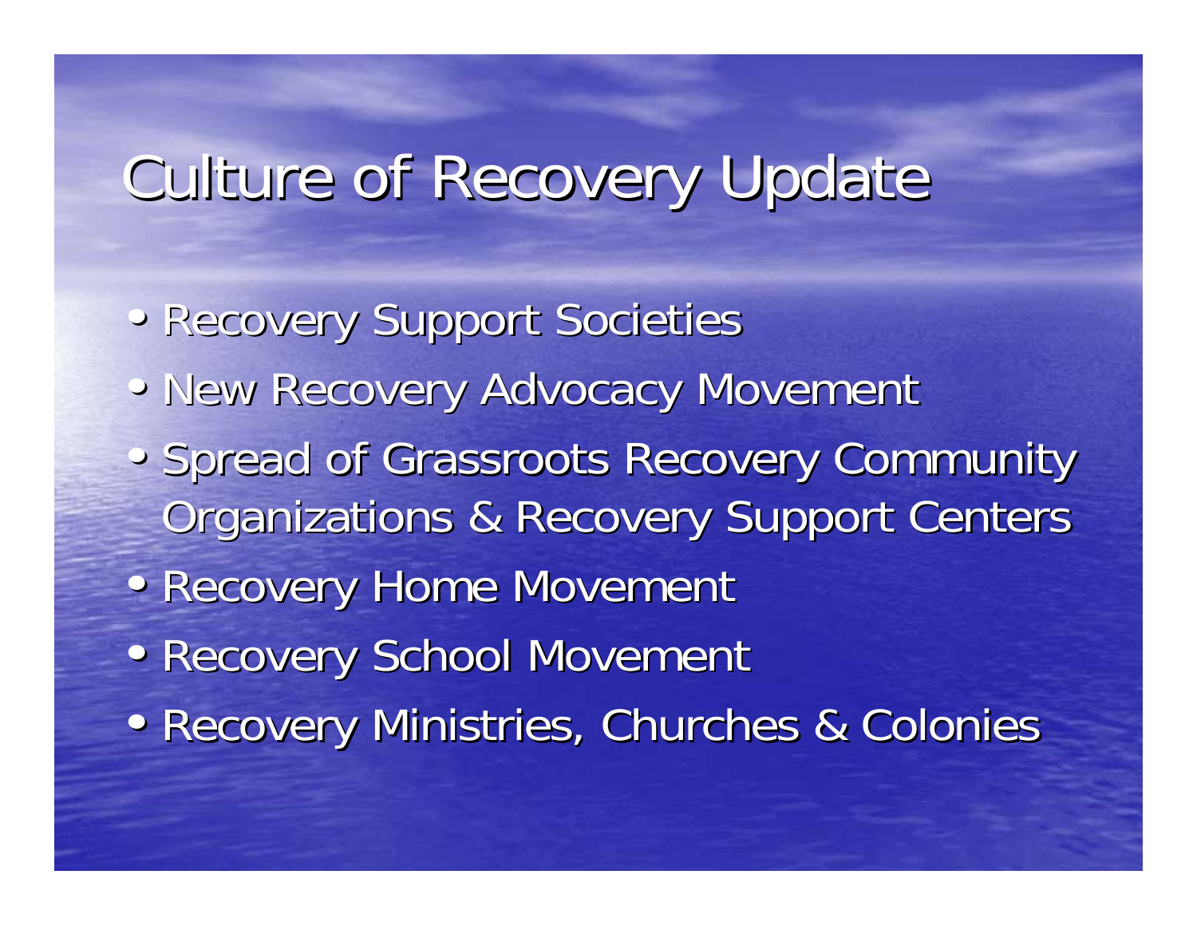# Culture of Recovery Update

- Recovery Support Societies
- New Recovery Advocacy Movement
- Spread of Grassroots Recovery Community Organizations & Recovery Support Centers
- Recovery Home Movement
- Recovery School Movement
- Recovery Ministries, Churches & Colonies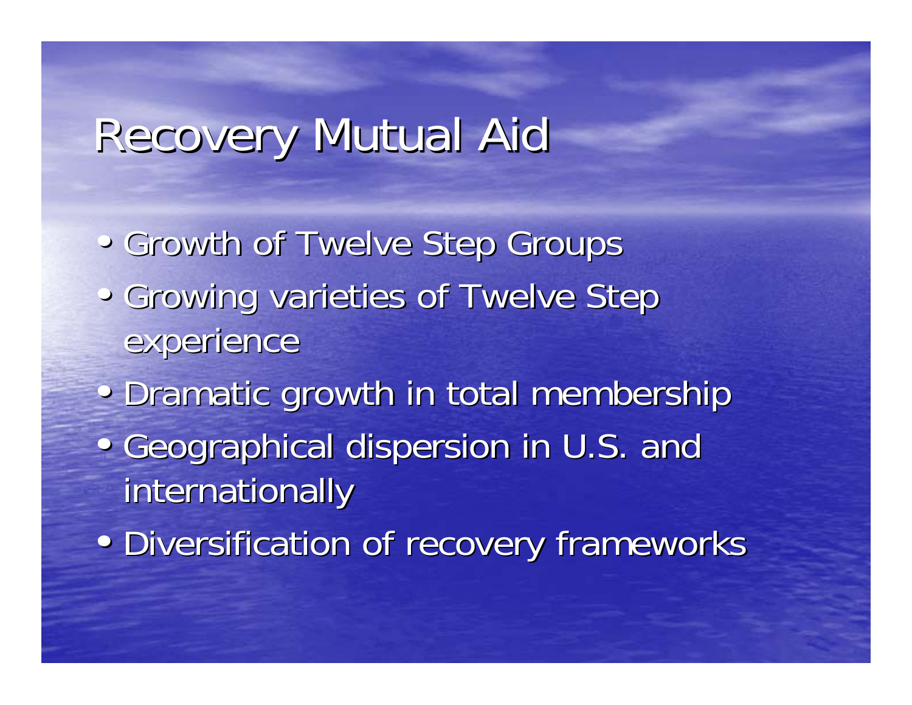# Recovery Mutual Aid

- Growth of Twelve Step Groups
- Growing varieties of Twelve Step experience
- Dramatic growth in total membership
- Geographical dispersion in U.S. and internationally
- Diversification of recovery frameworks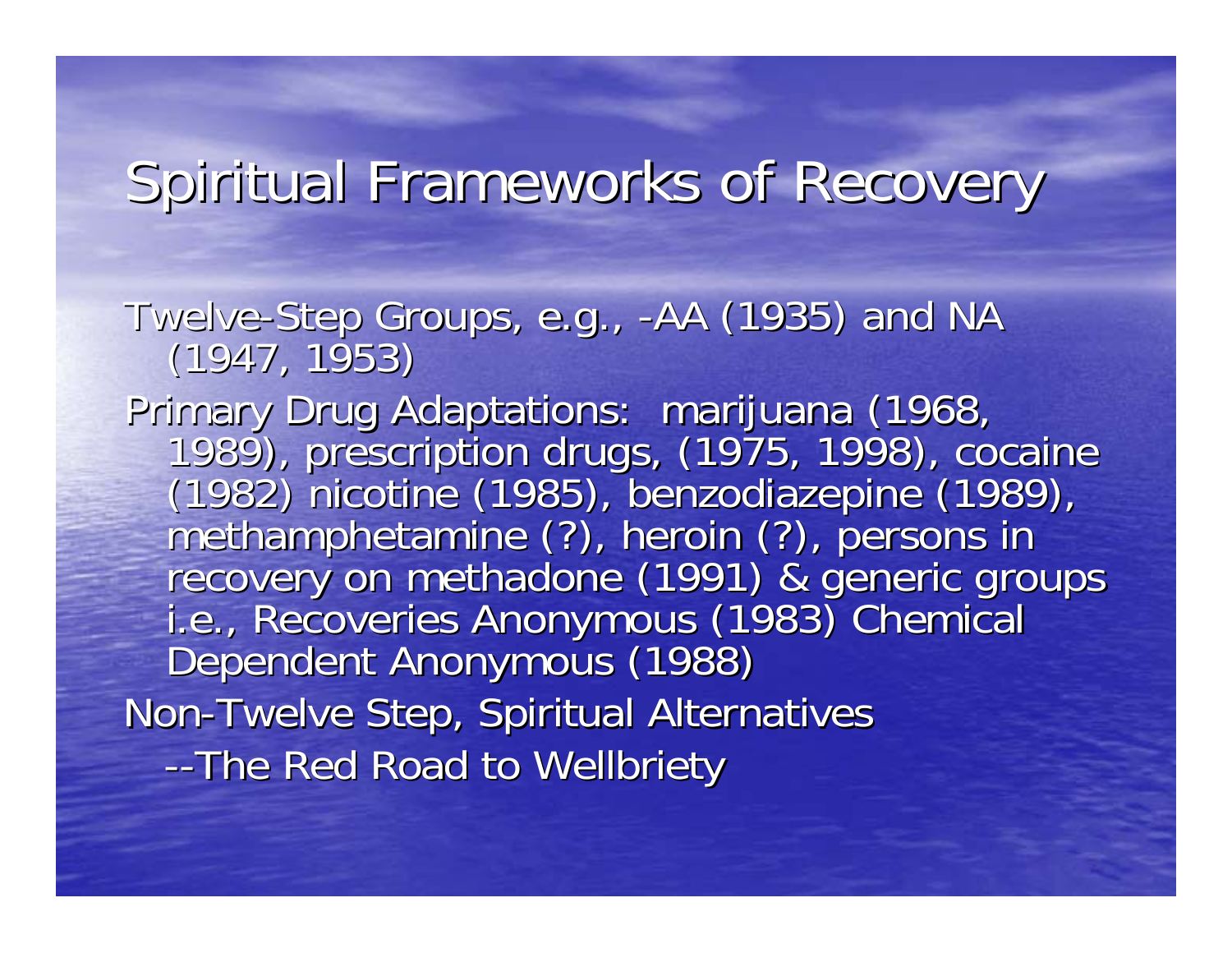# Spiritual Frameworks of Recovery

Twelve-Step Groups, e.g., -AA (1935) and NA (1947, 1953)

Primary Drug Adaptations: marijuana (1968, 1989), prescription drugs, (1975, 1998), cocaine (1982) nicotine (1985), benzodiazepine (1989), methamphetamine (?), heroin (?), persons in recovery on methadone (1991) & generic groups i.e., Recoveries Anonymous (1983) Chemical Dependent Anonymous (1988)

Non-Twelve Step, Spiritual Alternatives

--The Red Road to Wellbriety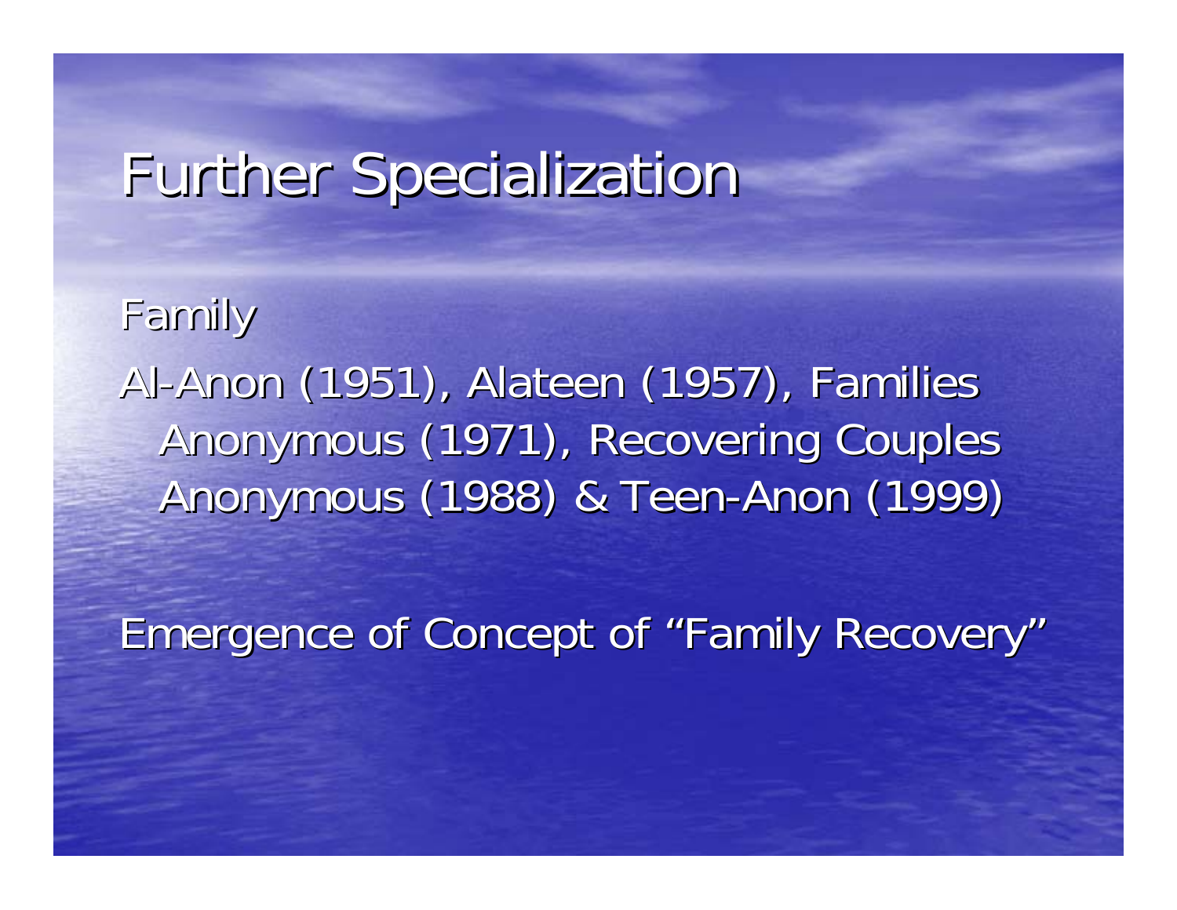# Further Specialization

Family

Al-Anon (1951), Alateen (1957), Families Anonymous (1971), Recovering Couples Anonymous (1988) & Teen-Anon (1999)

Emergence of Concept of "Family Recovery"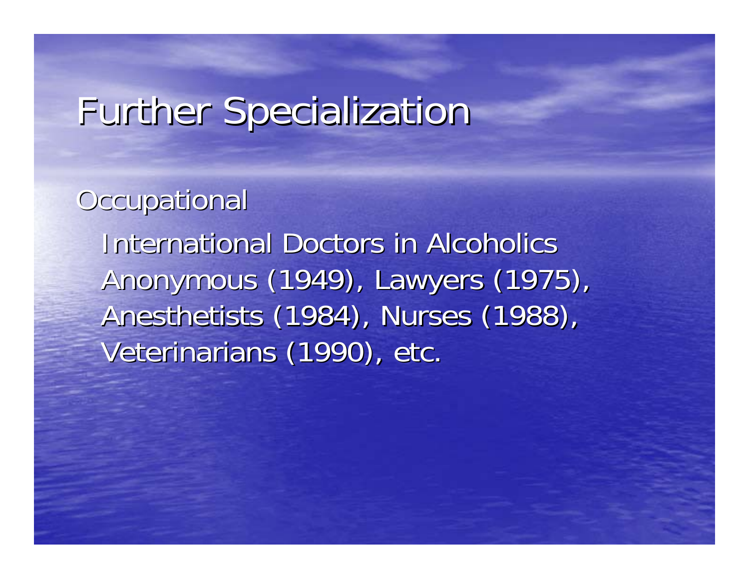# Further Specialization

Occupational

International Doctors in Alcoholics Anonymous (1949), Lawyers (1975), Anesthetists (1984), Nurses (1988), Veterinarians (1990), etc.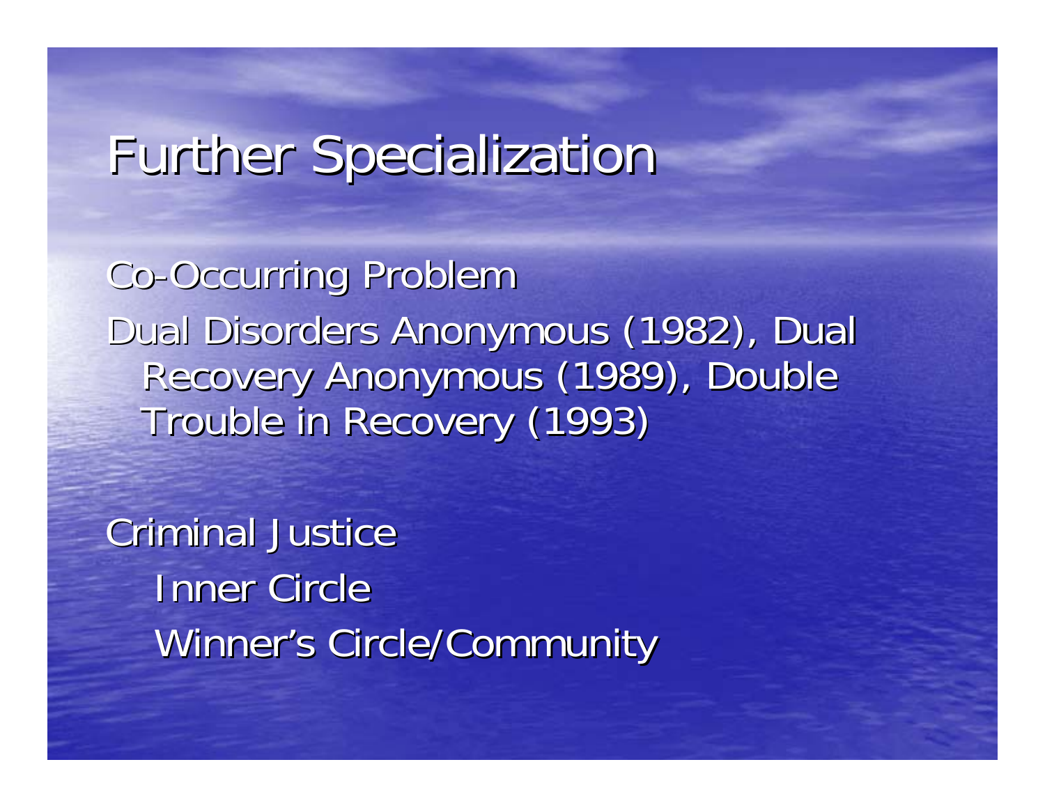# Further Specialization

Co-Occurring Problem

Dual Disorders Anonymous (1982), Dual Recovery Anonymous (1989), Double Trouble in Recovery (1993)

Criminal Justice

- Inner Circle
- Winner's Circle/Community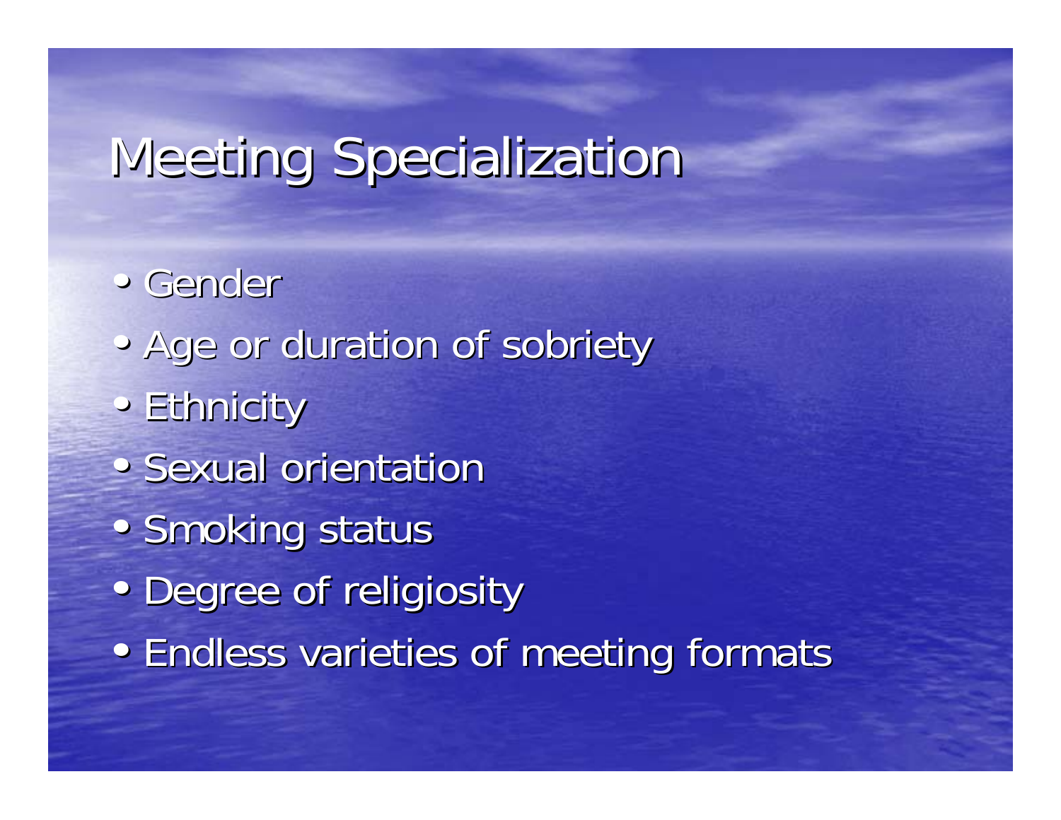# Meeting Specialization

- Gender
- Age or duration of sobriety
- Ethnicity
- Sexual orientation
- Smoking status
- Degree of religiosity
- Endless varieties of meeting formats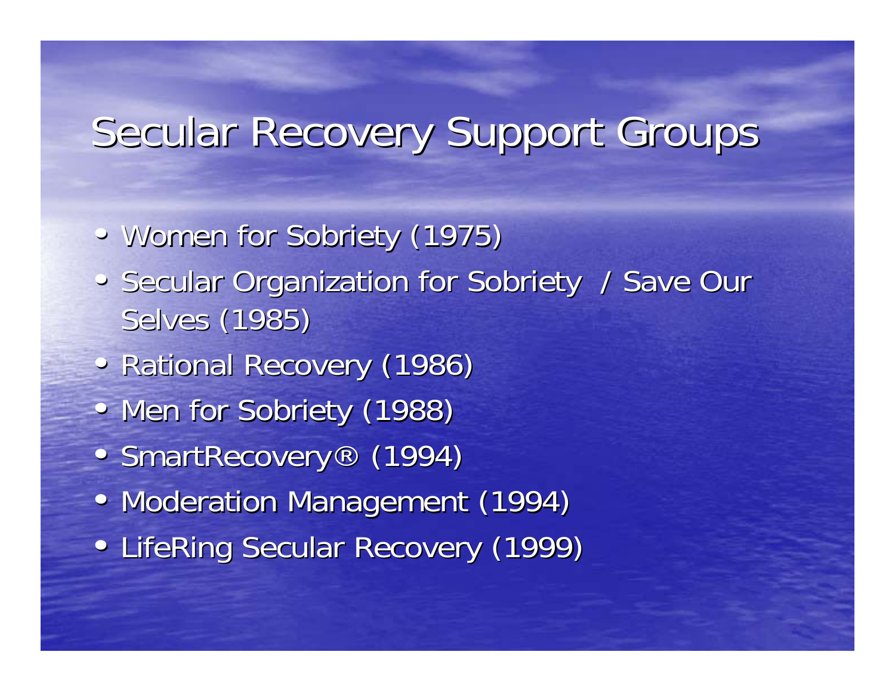# Secular Recovery Support Groups

- Women for Sobriety (1975)
- Secular Organization for Sobriety / Save Our Selves (1985)
- Rational Recovery (1986)
- Men for Sobriety (1988)
- SmartRecovery® (1994)
- Moderation Management (1994)
- LifeRing Secular Recovery (1999)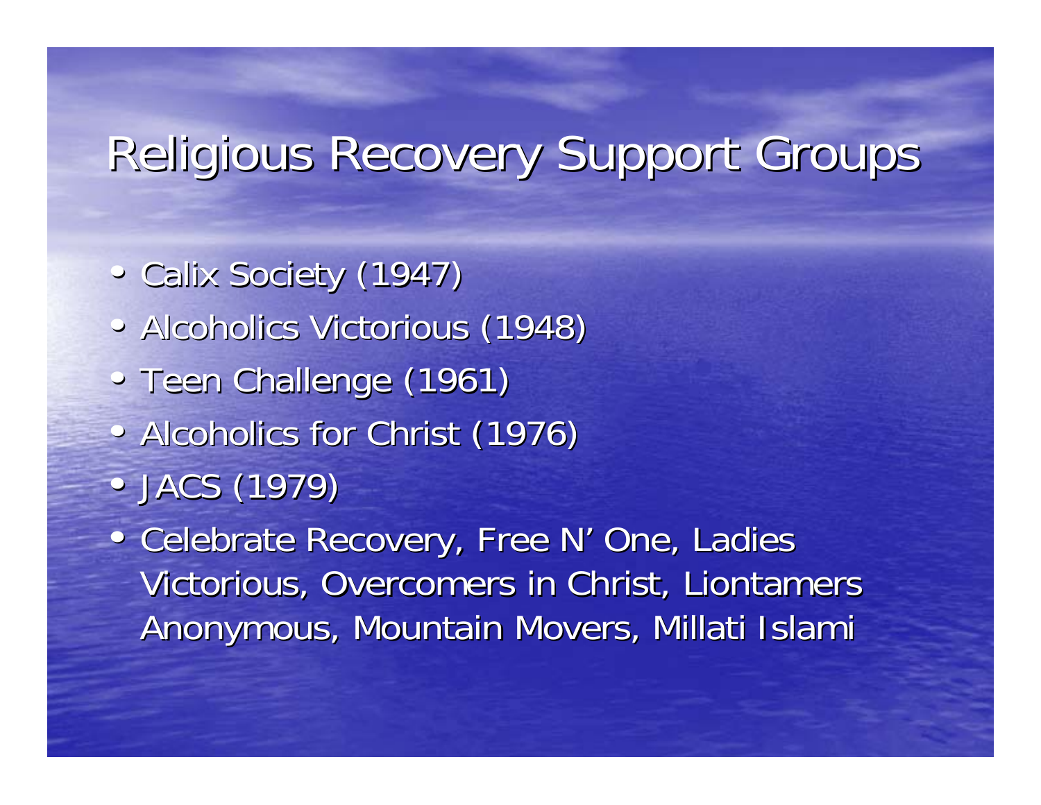# Religious Recovery Support Groups

- Calix Society (1947)
- Alcoholics Victorious (1948)
- Teen Challenge (1961)
- Alcoholics for Christ (1976)
- JACS (1979)
- Celebrate Recovery, Free N' One, Ladies Victorious, Overcomers in Christ, Liontamers Anonymous, Mountain Movers, Millati Islami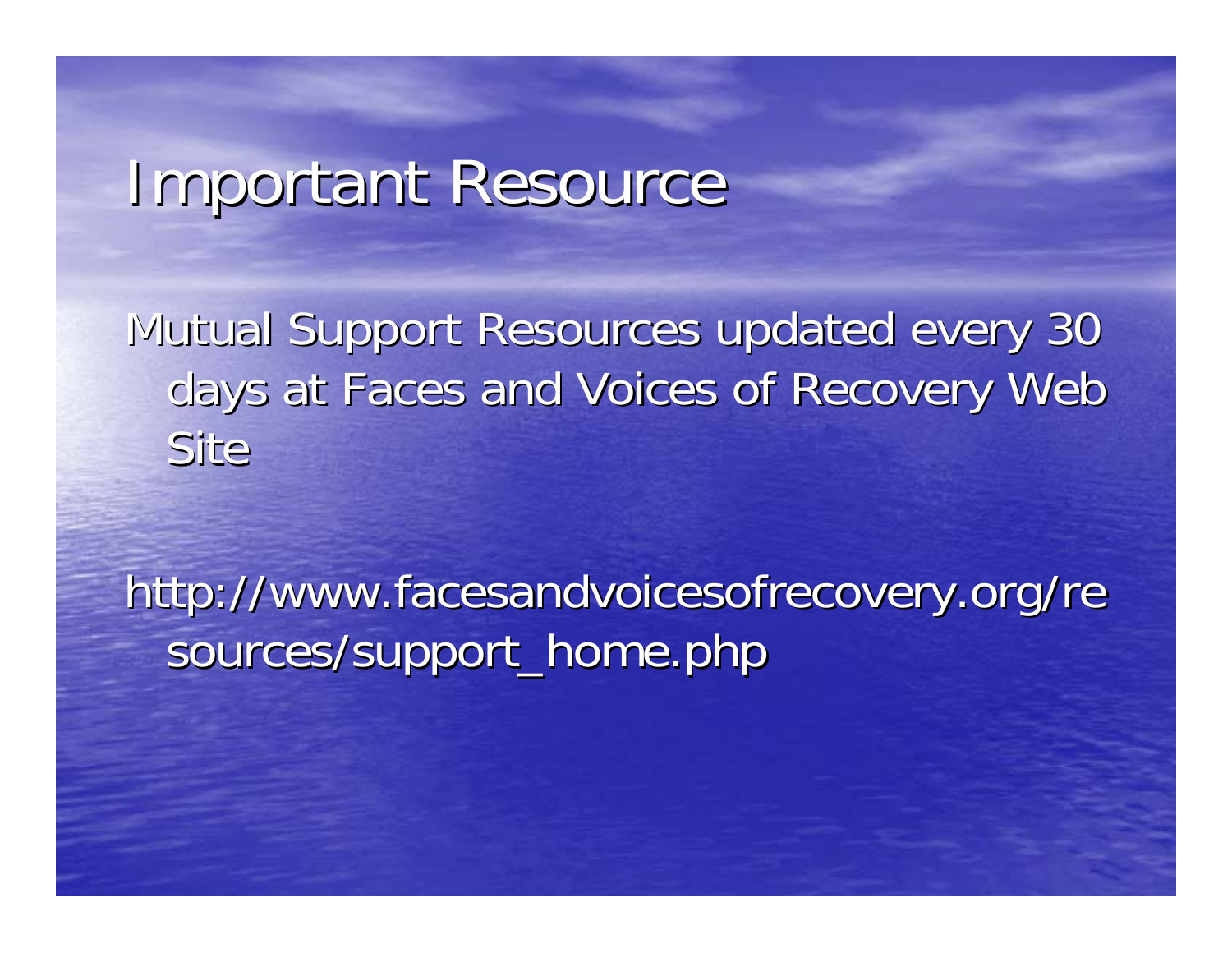# Important Resource

Mutual Support Resources updated every 30 days at Faces and Voices of Recovery Web Site

http://www.facesandvoicesofrecovery.org/resources/support_home.php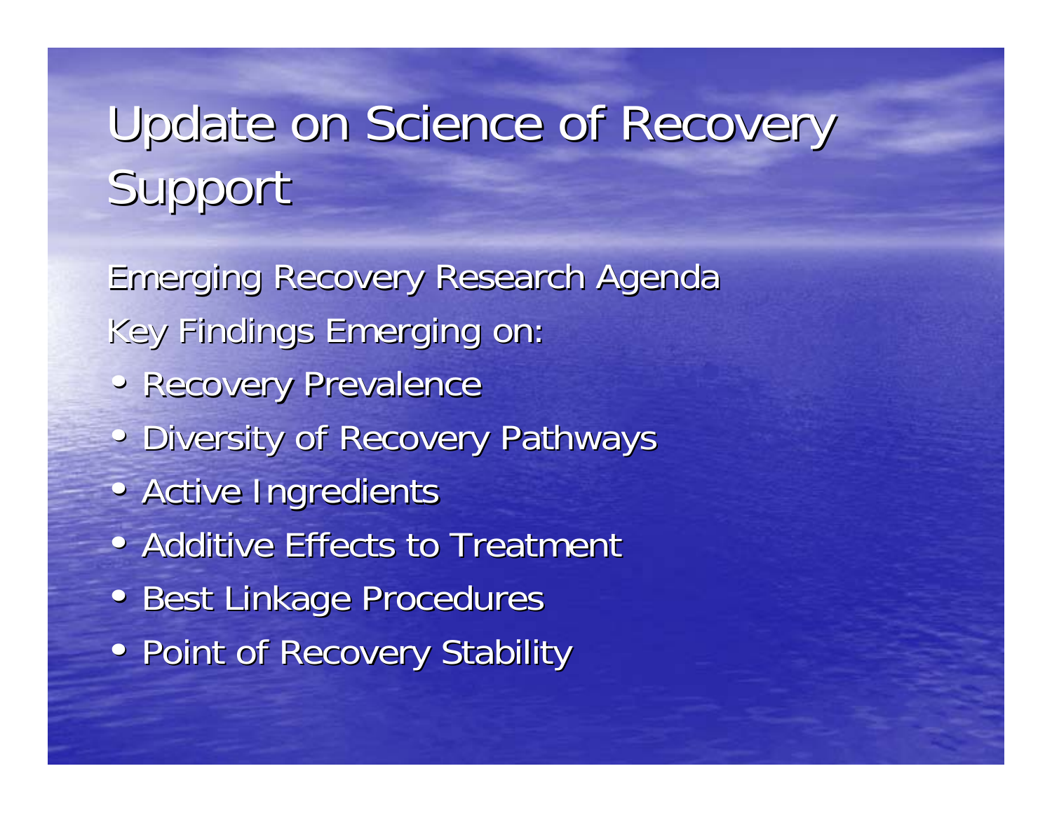# Update on Science of Recovery Support

Emerging Recovery Research Agenda

Key Findings Emerging on:

- Recovery Prevalence
- Diversity of Recovery Pathways
- Active Ingredients
- Additive Effects to Treatment
- Best Linkage Procedures
- Point of Recovery Stability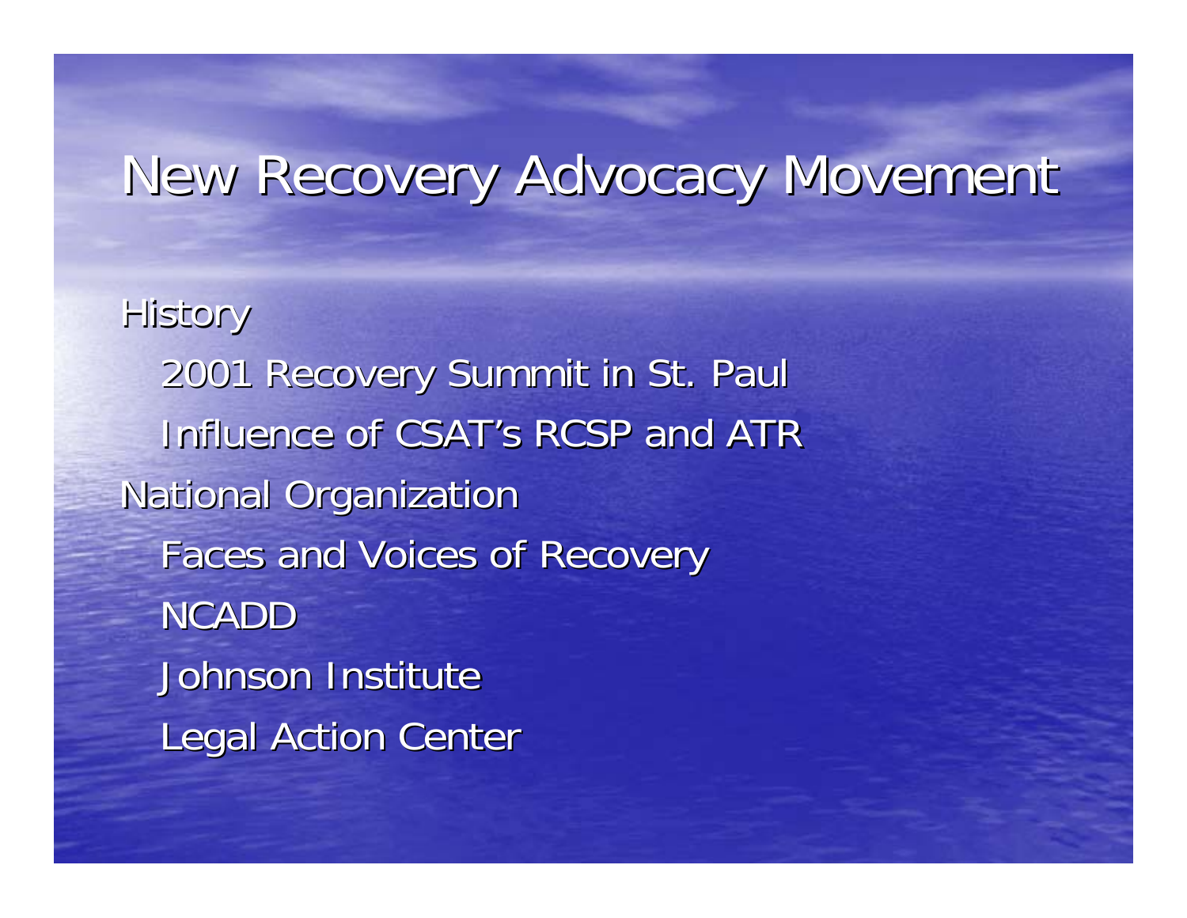# New Recovery Advocacy Movement

- History
  - 2001 Recovery Summit in St. Paul
  - Influence of CSAT's RCSP and ATR
- National Organization
  - Faces and Voices of Recovery
  - NCADD
  - Johnson Institute
  - Legal Action Center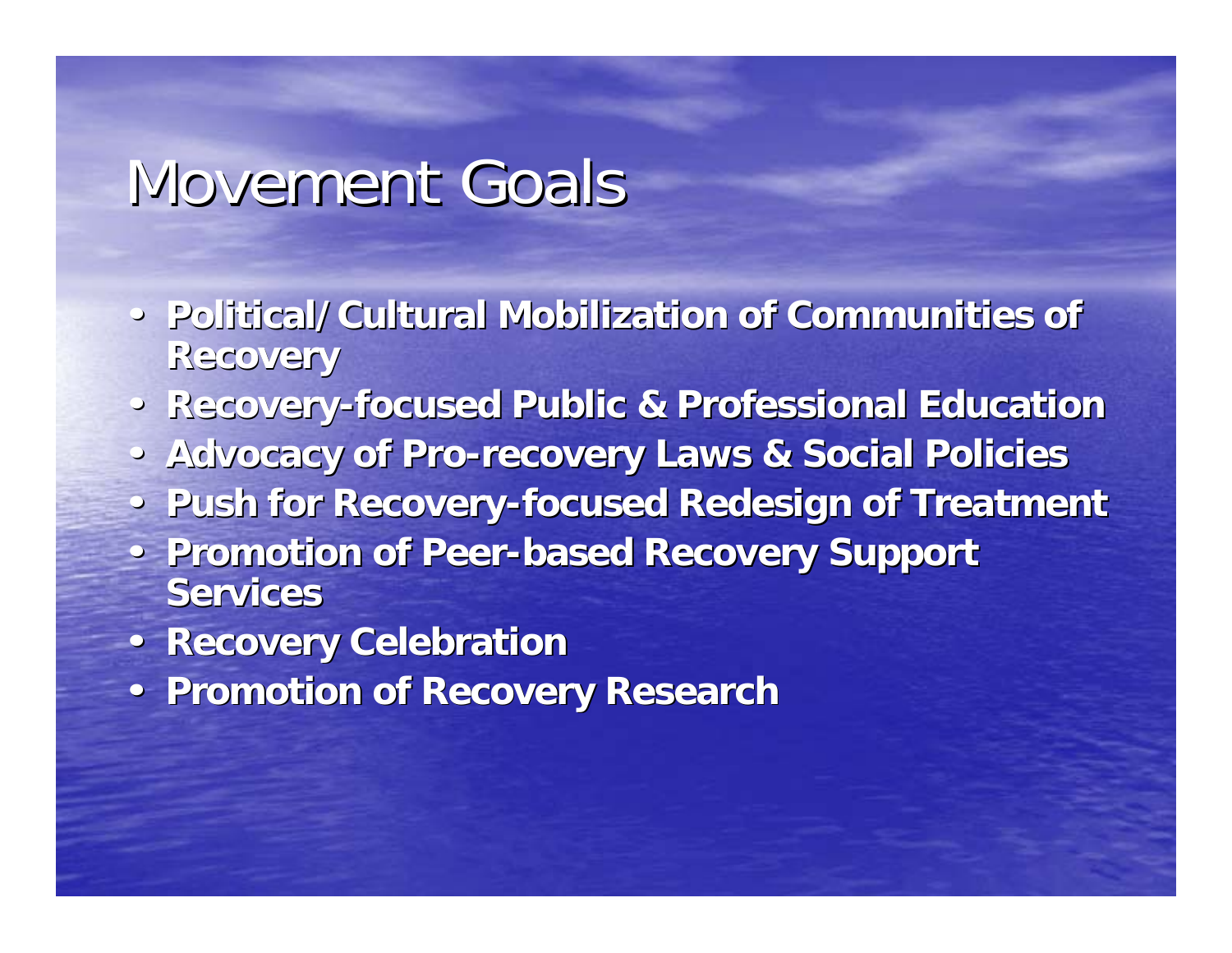# Movement Goals

- **Political/Cultural Mobilization of Communities of Recovery**
- **Recovery-focused Public & Professional Education**
- **Advocacy of Pro-recovery Laws & Social Policies**
- **Push for Recovery-focused Redesign of Treatment**
- **Promotion of Peer-based Recovery Support Services**
- **Recovery Celebration**
- **Promotion of Recovery Research**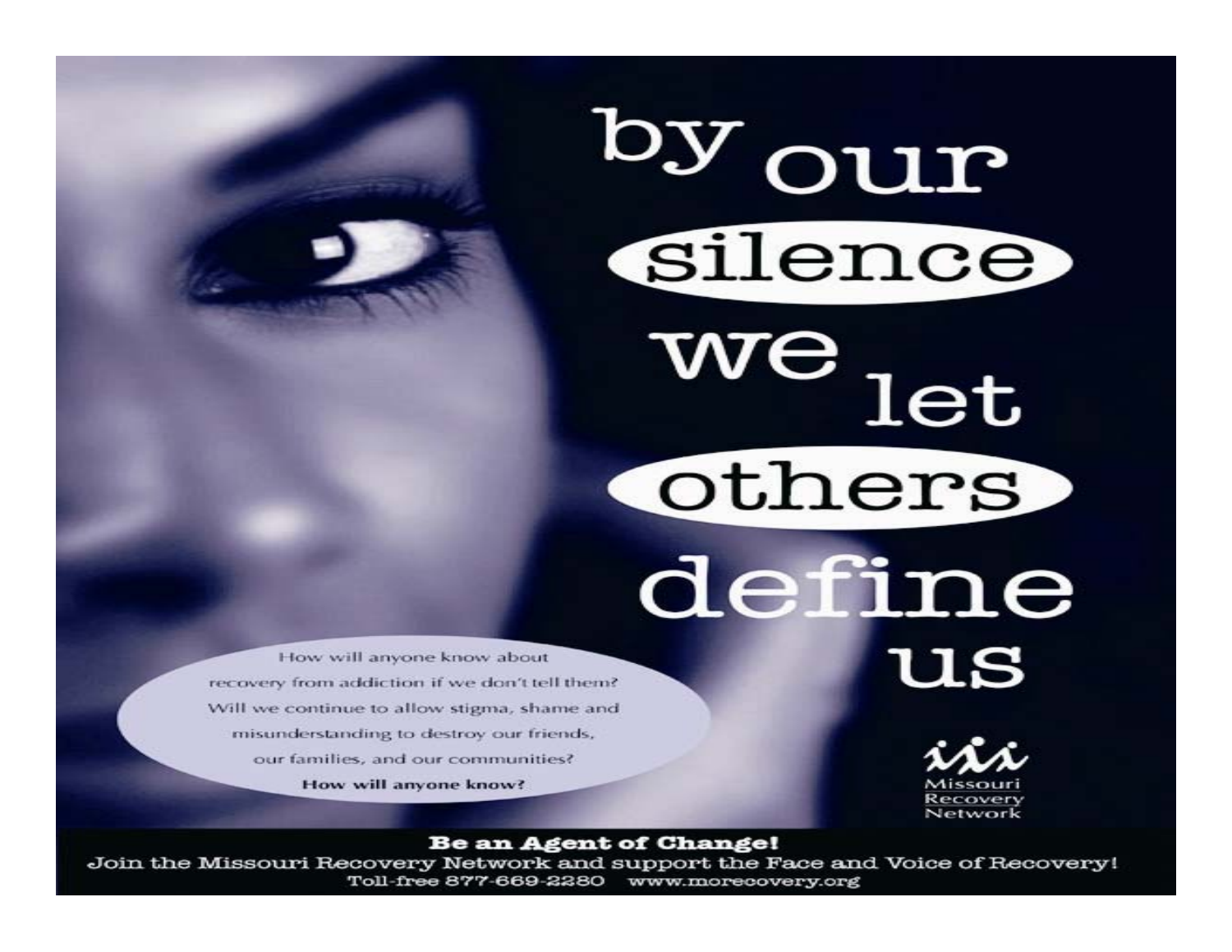# by our silence we let others define us

How will anyone know about recovery from addiction if we don't tell them? Will we continue to allow stigma, shame and misunderstanding to destroy our friends, our families, and our communities?

**How will anyone know?**

Missouri Recovery Network

**Be an Agent of Change!**

Join the Missouri Recovery Network and support the Face and Voice of Recovery!

Toll-free 877-669-2280 www.morecovery.org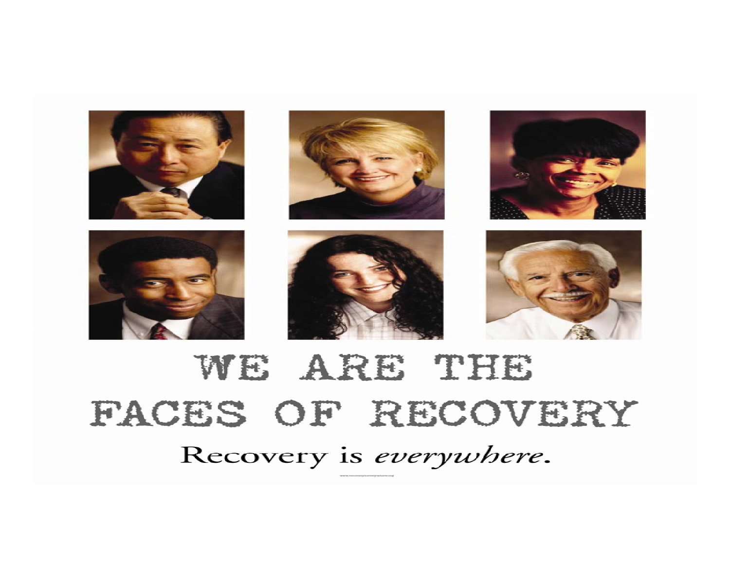# WE ARE THE FACES OF RECOVERY

Recovery is *everywhere.*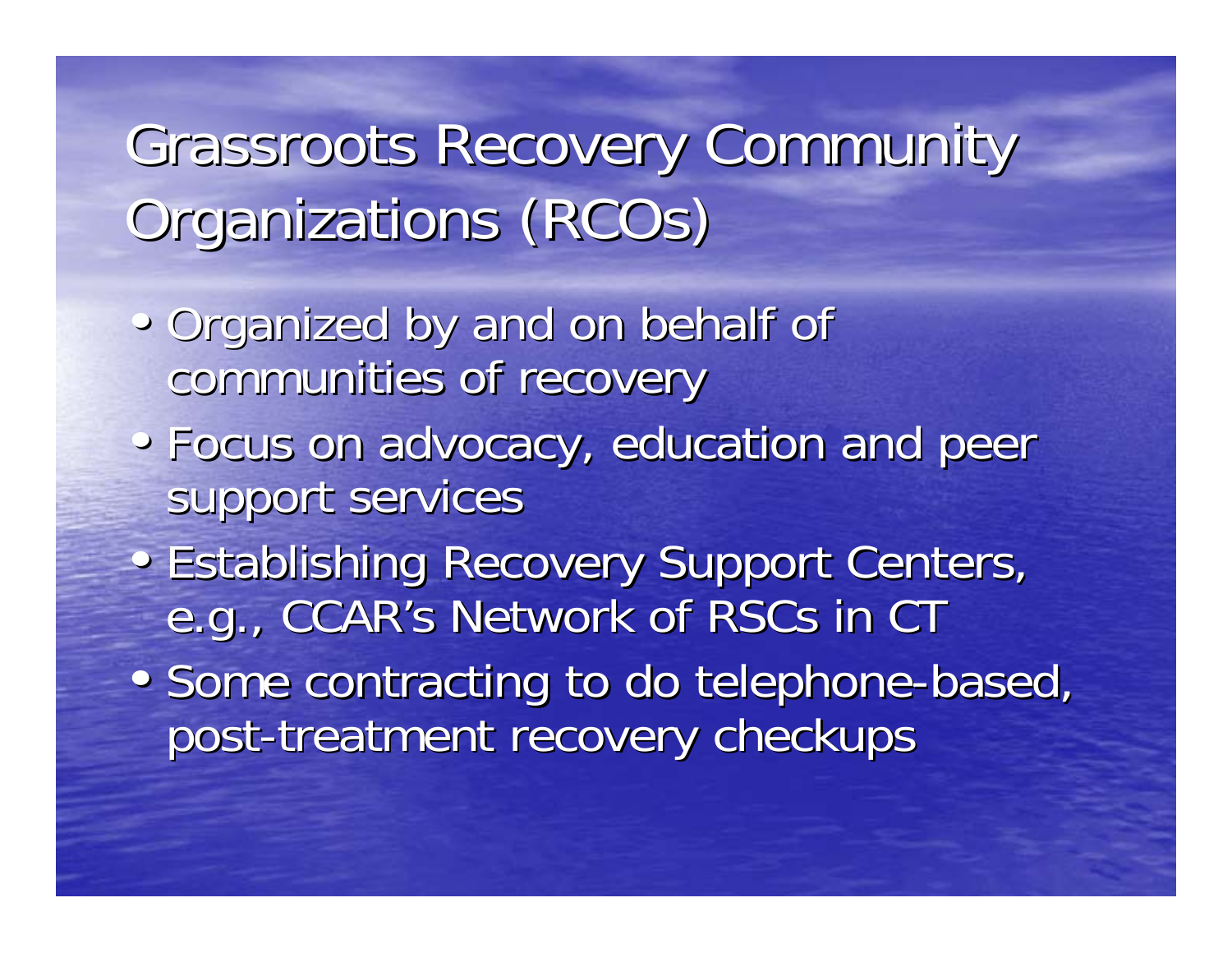# Grassroots Recovery Community Organizations (RCOs)

- Organized by and on behalf of communities of recovery
- Focus on advocacy, education and peer support services
- Establishing Recovery Support Centers, e.g., CCAR's Network of RSCs in CT
- Some contracting to do telephone-based, post-treatment recovery checkups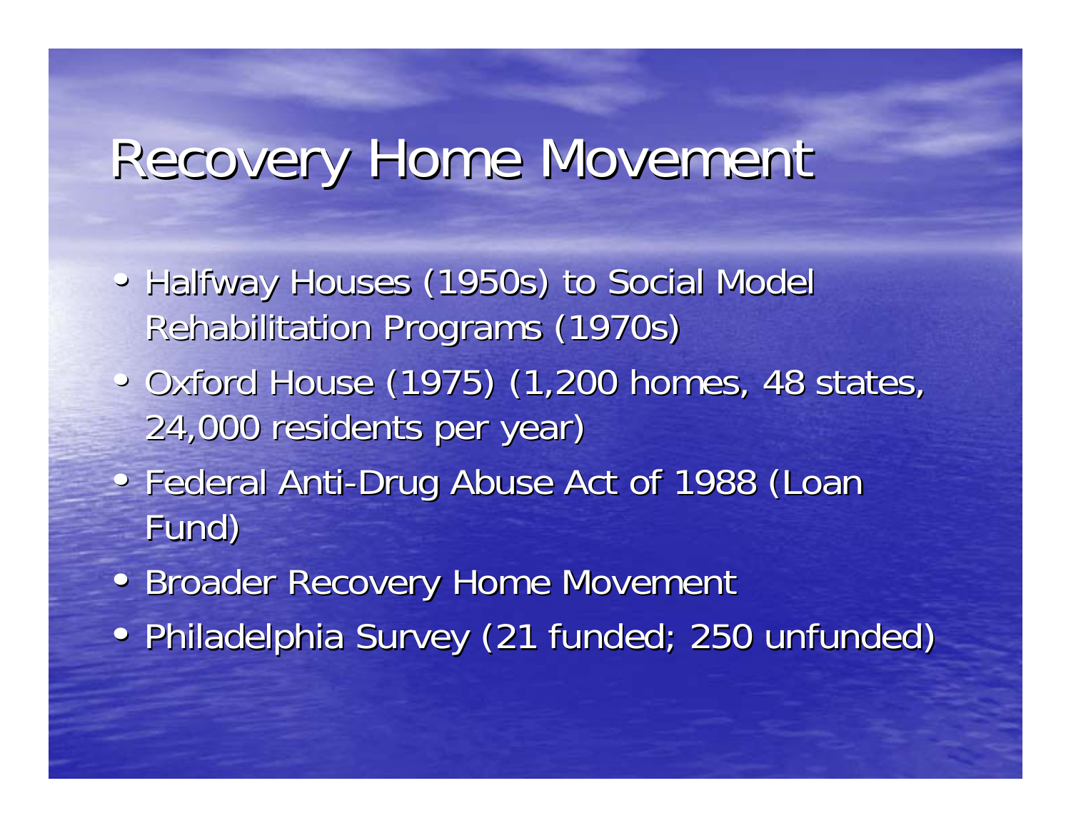# Recovery Home Movement

- Halfway Houses (1950s) to Social Model Rehabilitation Programs (1970s)
- Oxford House (1975) (1,200 homes, 48 states, 24,000 residents per year)
- Federal Anti-Drug Abuse Act of 1988 (Loan Fund)
- Broader Recovery Home Movement
- Philadelphia Survey (21 funded; 250 unfunded)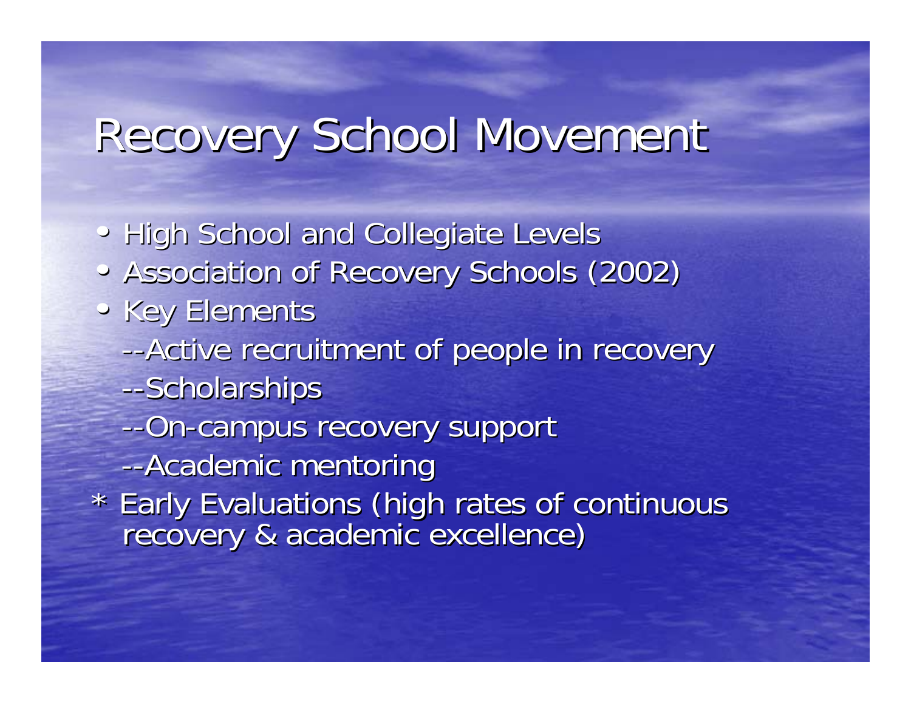# Recovery School Movement

- High School and Collegiate Levels
- Association of Recovery Schools (2002)
- Key Elements
  - --Active recruitment of people in recovery
  - --Scholarships
  - --On-campus recovery support
  - --Academic mentoring

* Early Evaluations (high rates of continuous recovery & academic excellence)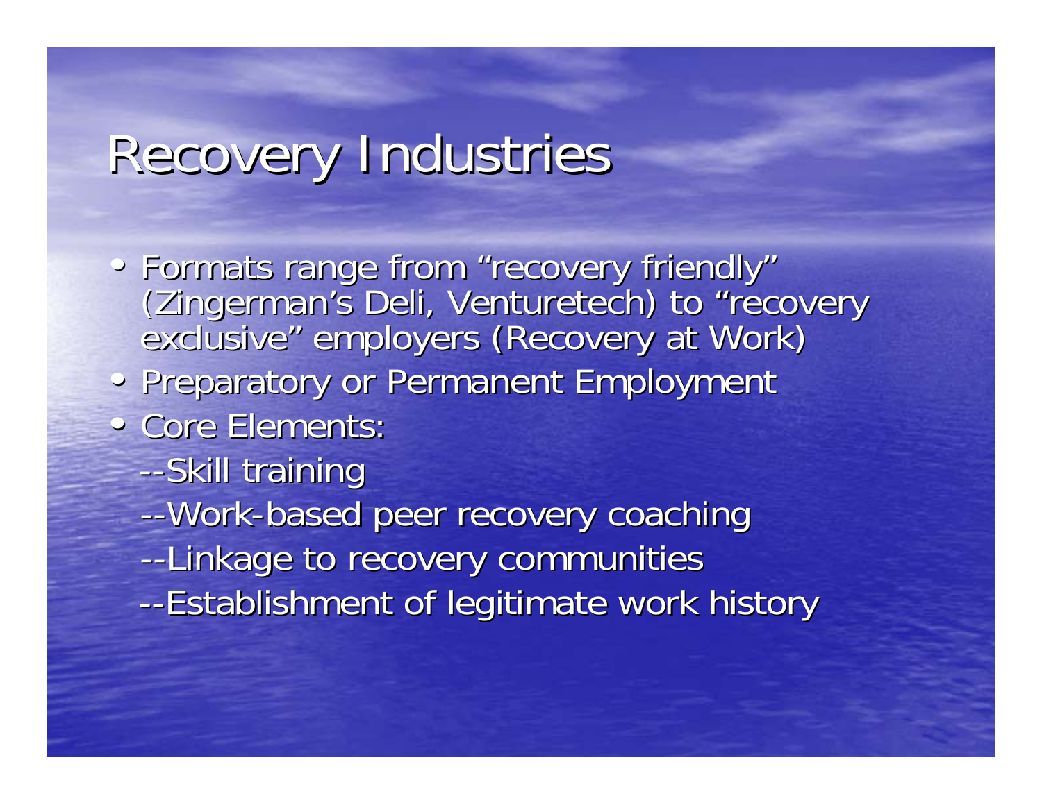# Recovery Industries

- Formats range from "recovery friendly" (Zingerman's Deli, Venturetech) to "recovery exclusive" employers (Recovery at Work)
- Preparatory or Permanent Employment
- Core Elements:
  - --Skill training
  - --Work-based peer recovery coaching
  - --Linkage to recovery communities
  - --Establishment of legitimate work history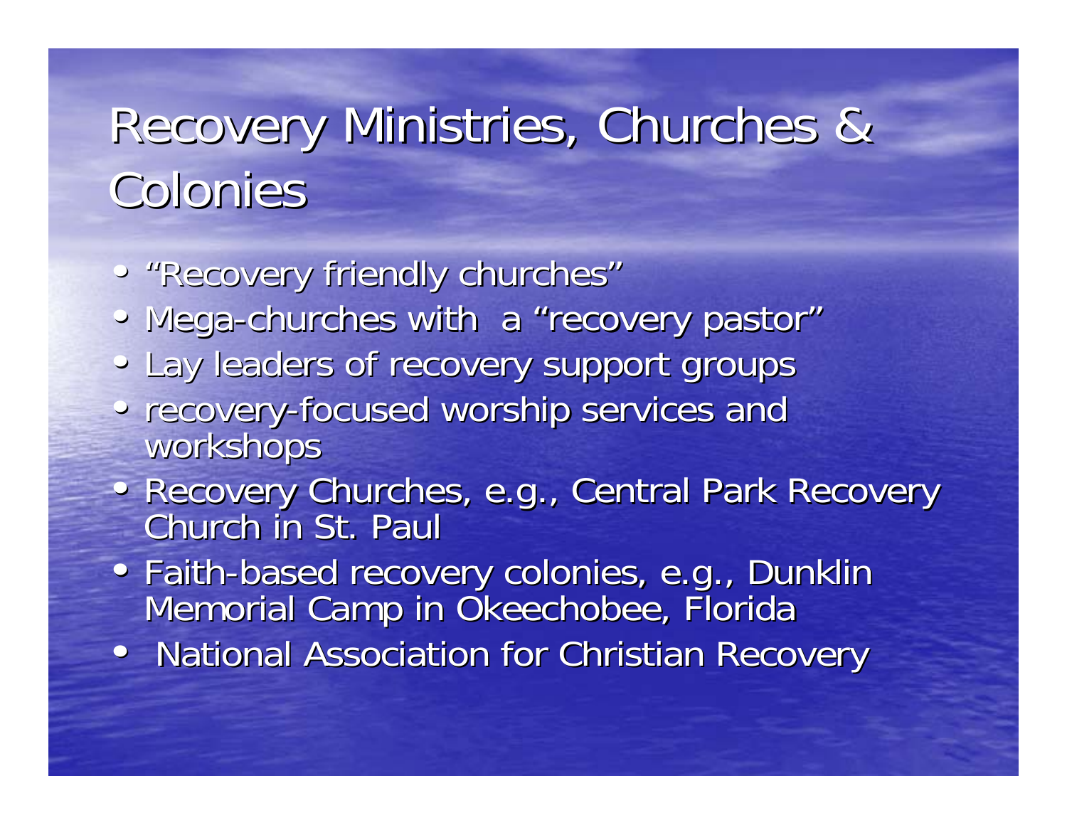# Recovery Ministries, Churches & Colonies

- "Recovery friendly churches"
- Mega-churches with a "recovery pastor"
- Lay leaders of recovery support groups
- recovery-focused worship services and workshops
- Recovery Churches, e.g., Central Park Recovery Church in St. Paul
- Faith-based recovery colonies, e.g., Dunklin Memorial Camp in Okeechobee, Florida
- National Association for Christian Recovery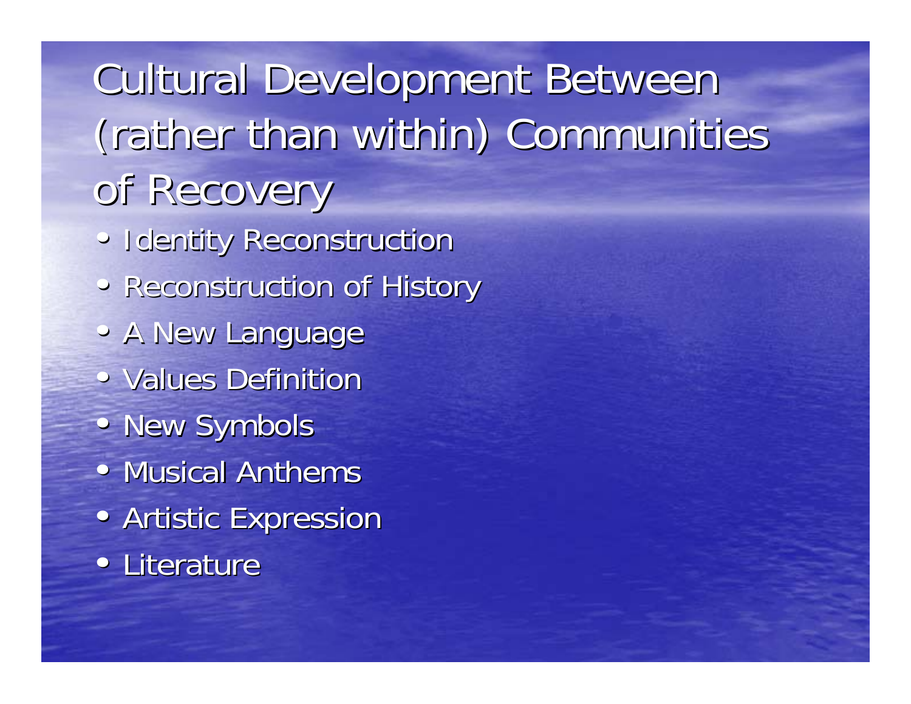# Cultural Development Between (rather than within) Communities of Recovery

- Identity Reconstruction
- Reconstruction of History
- A New Language
- Values Definition
- New Symbols
- Musical Anthems
- Artistic Expression
- Literature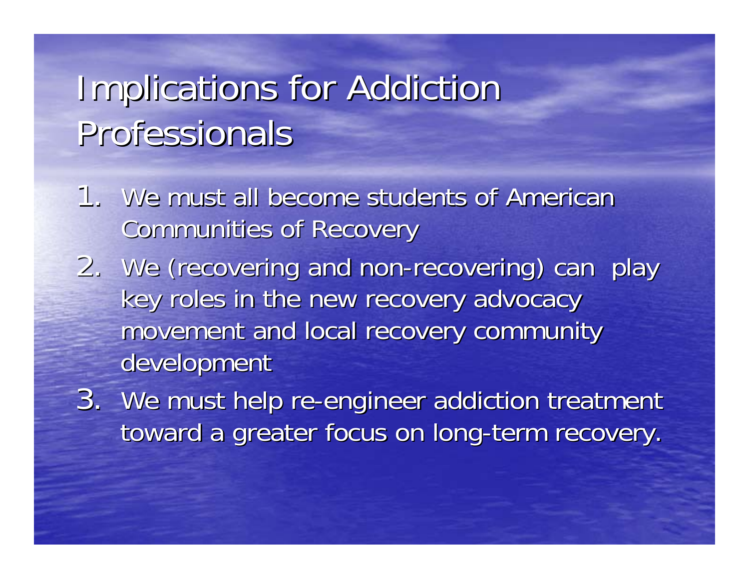# Implications for Addiction Professionals

1. We must all become students of American Communities of Recovery
2. We (recovering and non-recovering) can play key roles in the new recovery advocacy movement and local recovery community development
3. We must help re-engineer addiction treatment toward a greater focus on long-term recovery.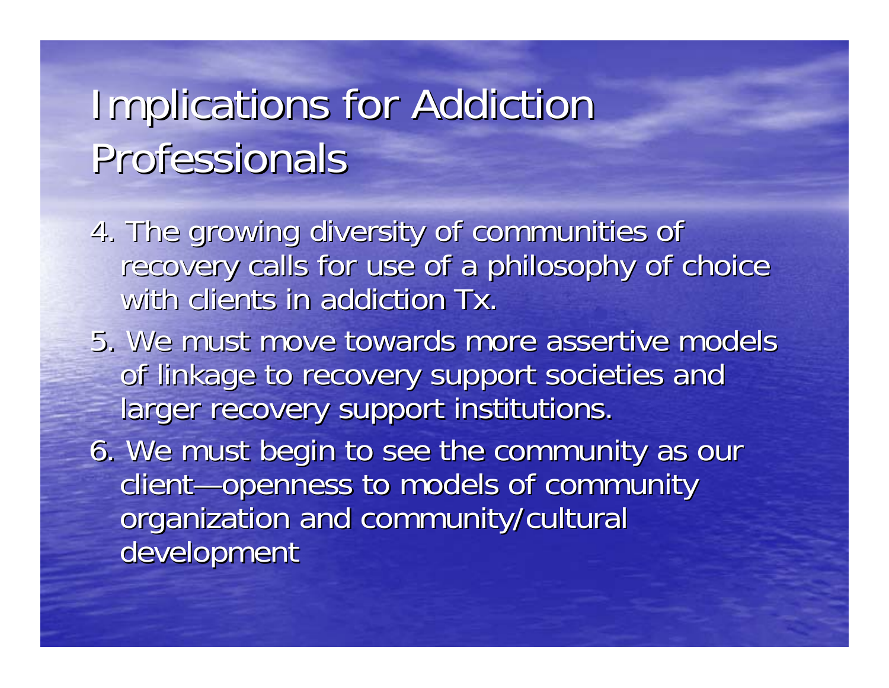# Implications for Addiction Professionals

4. The growing diversity of communities of recovery calls for use of a philosophy of choice with clients in addiction Tx.
5. We must move towards more assertive models of linkage to recovery support societies and larger recovery support institutions.
6. We must begin to see the community as our client—openness to models of community organization and community/cultural development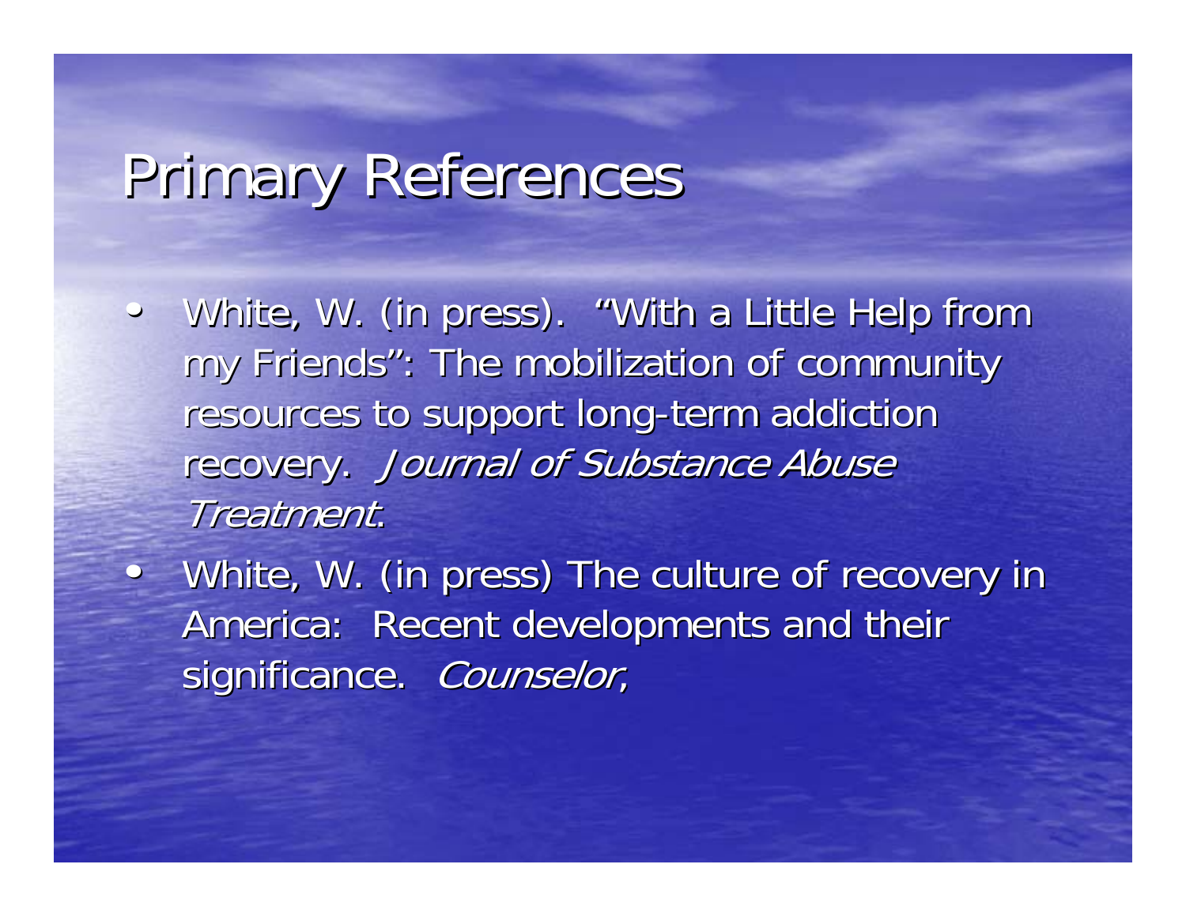# Primary References

- White, W. (in press).  "With a Little Help from my Friends": The mobilization of community resources to support long-term addiction recovery.  *Journal of Substance Abuse Treatment*.
- White, W. (in press) The culture of recovery in America:  Recent developments and their significance.  *Counselor,*